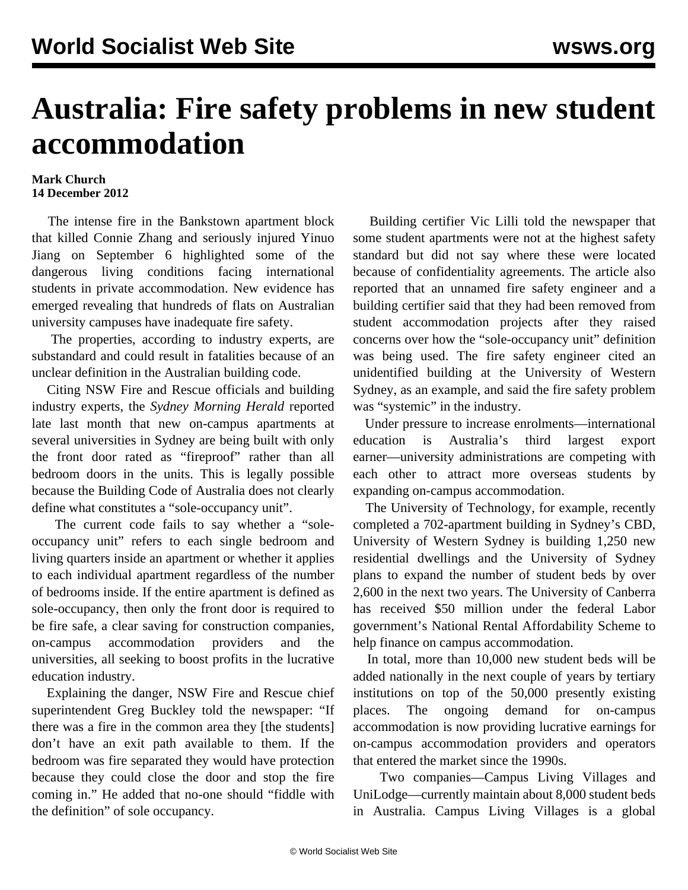# Australia: Fire safety problems in new student accommodation

**Mark Church**
**14 December 2012**

The intense fire in the Bankstown apartment block that killed Connie Zhang and seriously injured Yinuo Jiang on September 6 highlighted some of the dangerous living conditions facing international students in private accommodation. New evidence has emerged revealing that hundreds of flats on Australian university campuses have inadequate fire safety.

The properties, according to industry experts, are substandard and could result in fatalities because of an unclear definition in the Australian building code.

Citing NSW Fire and Rescue officials and building industry experts, the *Sydney Morning Herald* reported late last month that new on-campus apartments at several universities in Sydney are being built with only the front door rated as "fireproof" rather than all bedroom doors in the units. This is legally possible because the Building Code of Australia does not clearly define what constitutes a "sole-occupancy unit".

The current code fails to say whether a "sole-occupancy unit" refers to each single bedroom and living quarters inside an apartment or whether it applies to each individual apartment regardless of the number of bedrooms inside. If the entire apartment is defined as sole-occupancy, then only the front door is required to be fire safe, a clear saving for construction companies, on-campus accommodation providers and the universities, all seeking to boost profits in the lucrative education industry.

Explaining the danger, NSW Fire and Rescue chief superintendent Greg Buckley told the newspaper: "If there was a fire in the common area they [the students] don't have an exit path available to them. If the bedroom was fire separated they would have protection because they could close the door and stop the fire coming in." He added that no-one should "fiddle with the definition" of sole occupancy.

Building certifier Vic Lilli told the newspaper that some student apartments were not at the highest safety standard but did not say where these were located because of confidentiality agreements. The article also reported that an unnamed fire safety engineer and a building certifier said that they had been removed from student accommodation projects after they raised concerns over how the "sole-occupancy unit" definition was being used. The fire safety engineer cited an unidentified building at the University of Western Sydney, as an example, and said the fire safety problem was "systemic" in the industry.

Under pressure to increase enrolments—international education is Australia's third largest export earner—university administrations are competing with each other to attract more overseas students by expanding on-campus accommodation.

The University of Technology, for example, recently completed a 702-apartment building in Sydney's CBD, University of Western Sydney is building 1,250 new residential dwellings and the University of Sydney plans to expand the number of student beds by over 2,600 in the next two years. The University of Canberra has received $50 million under the federal Labor government's National Rental Affordability Scheme to help finance on campus accommodation.

In total, more than 10,000 new student beds will be added nationally in the next couple of years by tertiary institutions on top of the 50,000 presently existing places. The ongoing demand for on-campus accommodation is now providing lucrative earnings for on-campus accommodation providers and operators that entered the market since the 1990s.

Two companies—Campus Living Villages and UniLodge—currently maintain about 8,000 student beds in Australia. Campus Living Villages is a global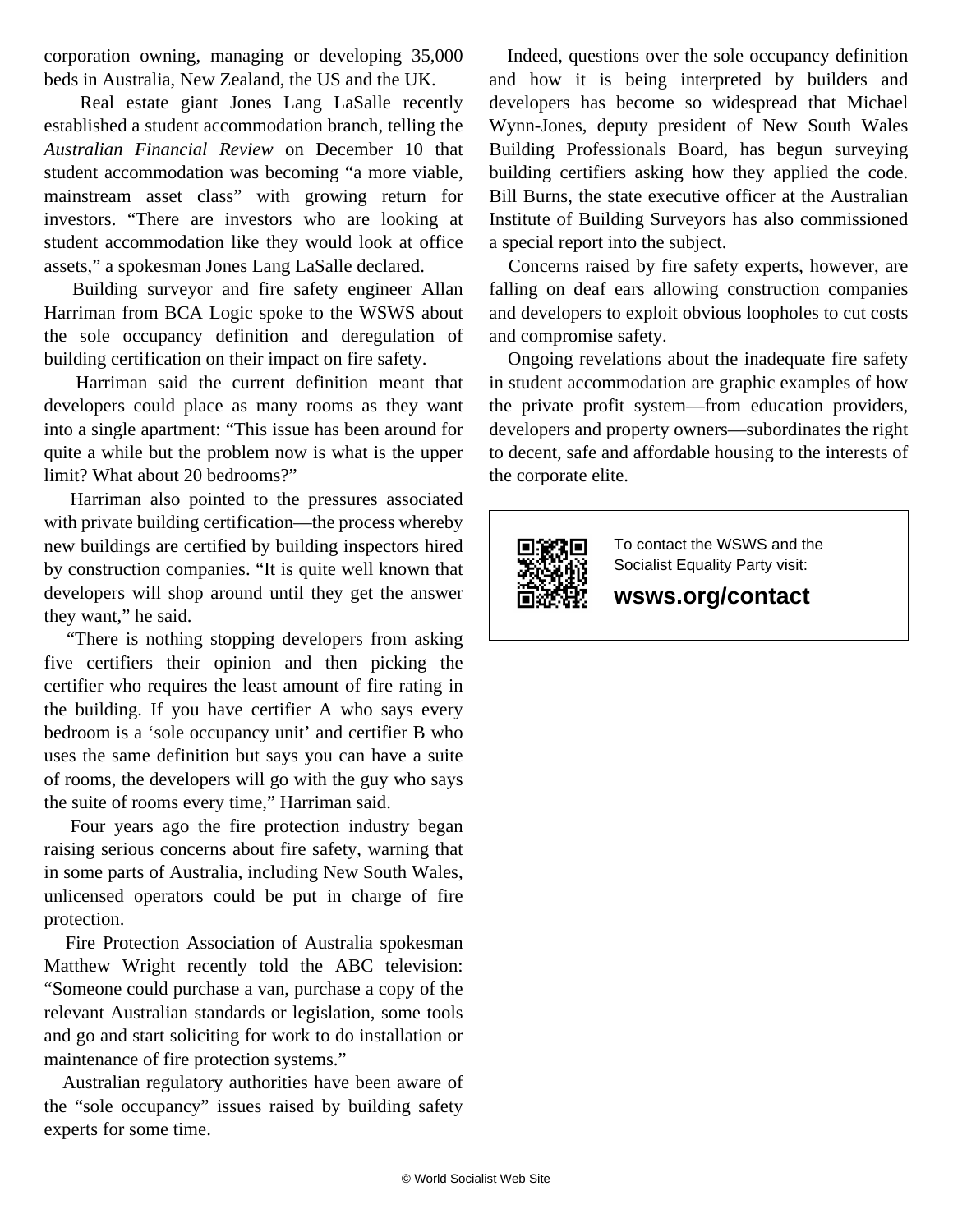corporation owning, managing or developing 35,000 beds in Australia, New Zealand, the US and the UK.

Real estate giant Jones Lang LaSalle recently established a student accommodation branch, telling the *Australian Financial Review* on December 10 that student accommodation was becoming "a more viable, mainstream asset class" with growing return for investors. "There are investors who are looking at student accommodation like they would look at office assets," a spokesman Jones Lang LaSalle declared.

Building surveyor and fire safety engineer Allan Harriman from BCA Logic spoke to the WSWS about the sole occupancy definition and deregulation of building certification on their impact on fire safety.

Harriman said the current definition meant that developers could place as many rooms as they want into a single apartment: "This issue has been around for quite a while but the problem now is what is the upper limit? What about 20 bedrooms?"

Harriman also pointed to the pressures associated with private building certification—the process whereby new buildings are certified by building inspectors hired by construction companies. "It is quite well known that developers will shop around until they get the answer they want," he said.

"There is nothing stopping developers from asking five certifiers their opinion and then picking the certifier who requires the least amount of fire rating in the building. If you have certifier A who says every bedroom is a 'sole occupancy unit' and certifier B who uses the same definition but says you can have a suite of rooms, the developers will go with the guy who says the suite of rooms every time," Harriman said.

Four years ago the fire protection industry began raising serious concerns about fire safety, warning that in some parts of Australia, including New South Wales, unlicensed operators could be put in charge of fire protection.

Fire Protection Association of Australia spokesman Matthew Wright recently told the ABC television: "Someone could purchase a van, purchase a copy of the relevant Australian standards or legislation, some tools and go and start soliciting for work to do installation or maintenance of fire protection systems."

Australian regulatory authorities have been aware of the "sole occupancy" issues raised by building safety experts for some time.

Indeed, questions over the sole occupancy definition and how it is being interpreted by builders and developers has become so widespread that Michael Wynn-Jones, deputy president of New South Wales Building Professionals Board, has begun surveying building certifiers asking how they applied the code. Bill Burns, the state executive officer at the Australian Institute of Building Surveyors has also commissioned a special report into the subject.

Concerns raised by fire safety experts, however, are falling on deaf ears allowing construction companies and developers to exploit obvious loopholes to cut costs and compromise safety.

Ongoing revelations about the inadequate fire safety in student accommodation are graphic examples of how the private profit system—from education providers, developers and property owners—subordinates the right to decent, safe and affordable housing to the interests of the corporate elite.

To contact the WSWS and the Socialist Equality Party visit:

**wsws.org/contact**